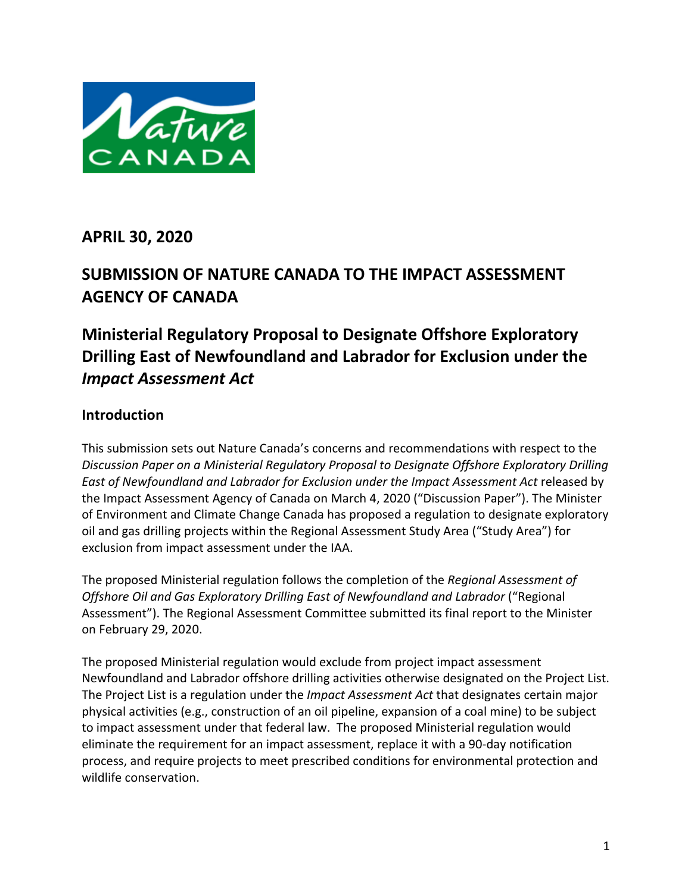## APRIL 30, 2020

## SUBMISSION OF NATURE CANADA TO THE IMPACT ASSESSMENT AGENCY OF CANADA

# Ministerial Regulatory Proposal to Designate Offshore Exploratory Drilling East of Newfoundland and Labrador for Exclusion under the *Impact Assessment Act*

### Introduction

This submission sets out Nature Canada's concerns and recommendations with respect to the *Discussion Paper on a Ministerial Regulatory Proposal to Designate Offshore Exploratory Drilling East of Newfoundland and Labrador for Exclusion under the Impact Assessment Act* released by the Impact Assessment Agency of Canada on March 4, 2020 ("Discussion Paper"). The Minister of Environment and Climate Change Canada has proposed a regulation to designate exploratory oil and gas drilling projects within the Regional Assessment Study Area ("Study Area") for exclusion from impact assessment under the IAA.

The proposed Ministerial regulation follows the completion of the *Regional Assessment of Offshore Oil and Gas Exploratory Drilling East of Newfoundland and Labrador* ("Regional Assessment"). The Regional Assessment Committee submitted its final report to the Minister on February 29, 2020.

The proposed Ministerial regulation would exclude from project impact assessment Newfoundland and Labrador offshore drilling activities otherwise designated on the Project List. The Project List is a regulation under the *Impact Assessment Act* that designates certain major physical activities (e.g., construction of an oil pipeline, expansion of a coal mine) to be subject to impact assessment under that federal law. The proposed Ministerial regulation would eliminate the requirement for an impact assessment, replace it with a 90-day notification process, and require projects to meet prescribed conditions for environmental protection and wildlife conservation.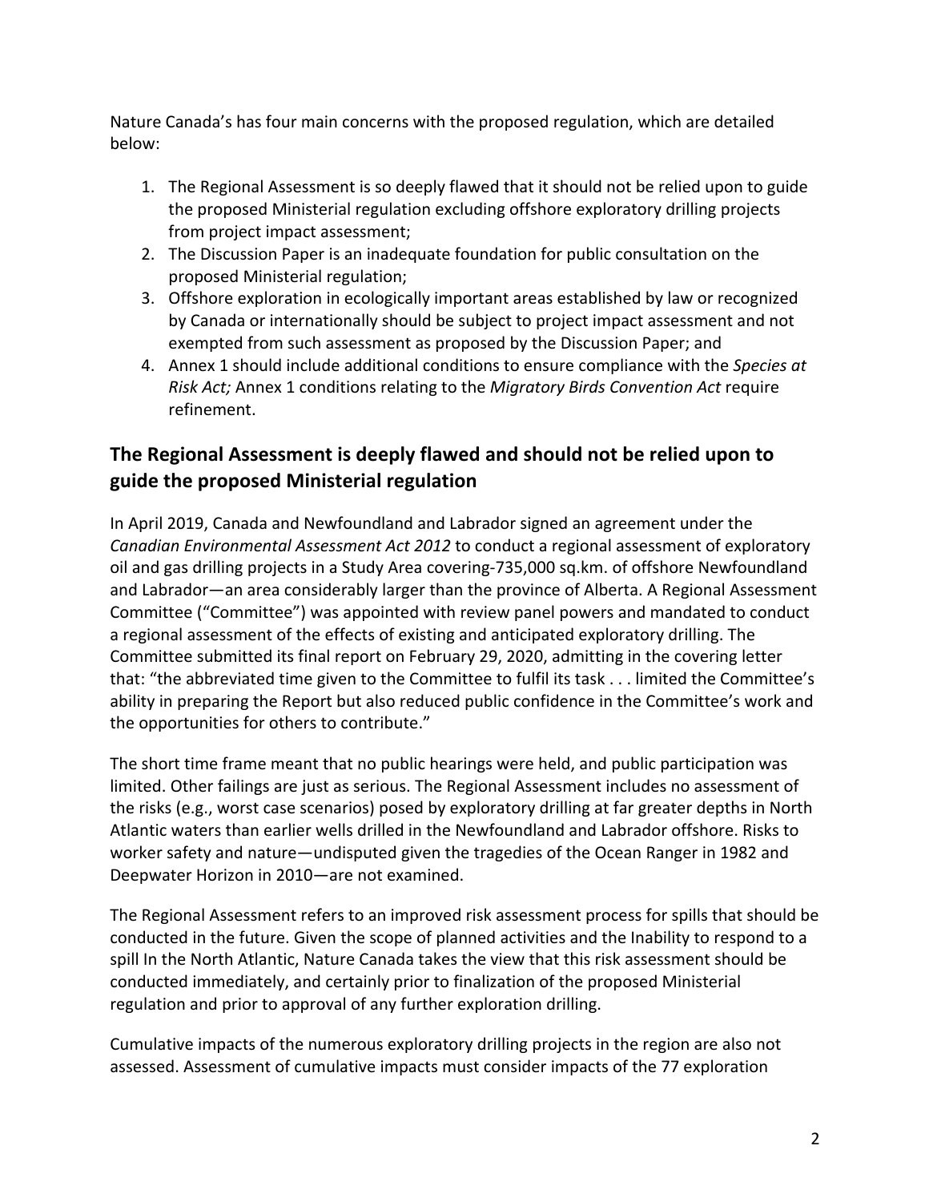Nature Canada's has four main concerns with the proposed regulation, which are detailed below:

1. The Regional Assessment is so deeply flawed that it should not be relied upon to guide the proposed Ministerial regulation excluding offshore exploratory drilling projects from project impact assessment;
2. The Discussion Paper is an inadequate foundation for public consultation on the proposed Ministerial regulation;
3. Offshore exploration in ecologically important areas established by law or recognized by Canada or internationally should be subject to project impact assessment and not exempted from such assessment as proposed by the Discussion Paper; and
4. Annex 1 should include additional conditions to ensure compliance with the *Species at Risk Act;* Annex 1 conditions relating to the *Migratory Birds Convention Act* require refinement.

## The Regional Assessment is deeply flawed and should not be relied upon to guide the proposed Ministerial regulation

In April 2019, Canada and Newfoundland and Labrador signed an agreement under the *Canadian Environmental Assessment Act 2012* to conduct a regional assessment of exploratory oil and gas drilling projects in a Study Area covering-735,000 sq.km. of offshore Newfoundland and Labrador—an area considerably larger than the province of Alberta. A Regional Assessment Committee ("Committee") was appointed with review panel powers and mandated to conduct a regional assessment of the effects of existing and anticipated exploratory drilling. The Committee submitted its final report on February 29, 2020, admitting in the covering letter that: "the abbreviated time given to the Committee to fulfil its task . . . limited the Committee's ability in preparing the Report but also reduced public confidence in the Committee's work and the opportunities for others to contribute."

The short time frame meant that no public hearings were held, and public participation was limited. Other failings are just as serious. The Regional Assessment includes no assessment of the risks (e.g., worst case scenarios) posed by exploratory drilling at far greater depths in North Atlantic waters than earlier wells drilled in the Newfoundland and Labrador offshore. Risks to worker safety and nature—undisputed given the tragedies of the Ocean Ranger in 1982 and Deepwater Horizon in 2010—are not examined.

The Regional Assessment refers to an improved risk assessment process for spills that should be conducted in the future. Given the scope of planned activities and the Inability to respond to a spill In the North Atlantic, Nature Canada takes the view that this risk assessment should be conducted immediately, and certainly prior to finalization of the proposed Ministerial regulation and prior to approval of any further exploration drilling.

Cumulative impacts of the numerous exploratory drilling projects in the region are also not assessed. Assessment of cumulative impacts must consider impacts of the 77 exploration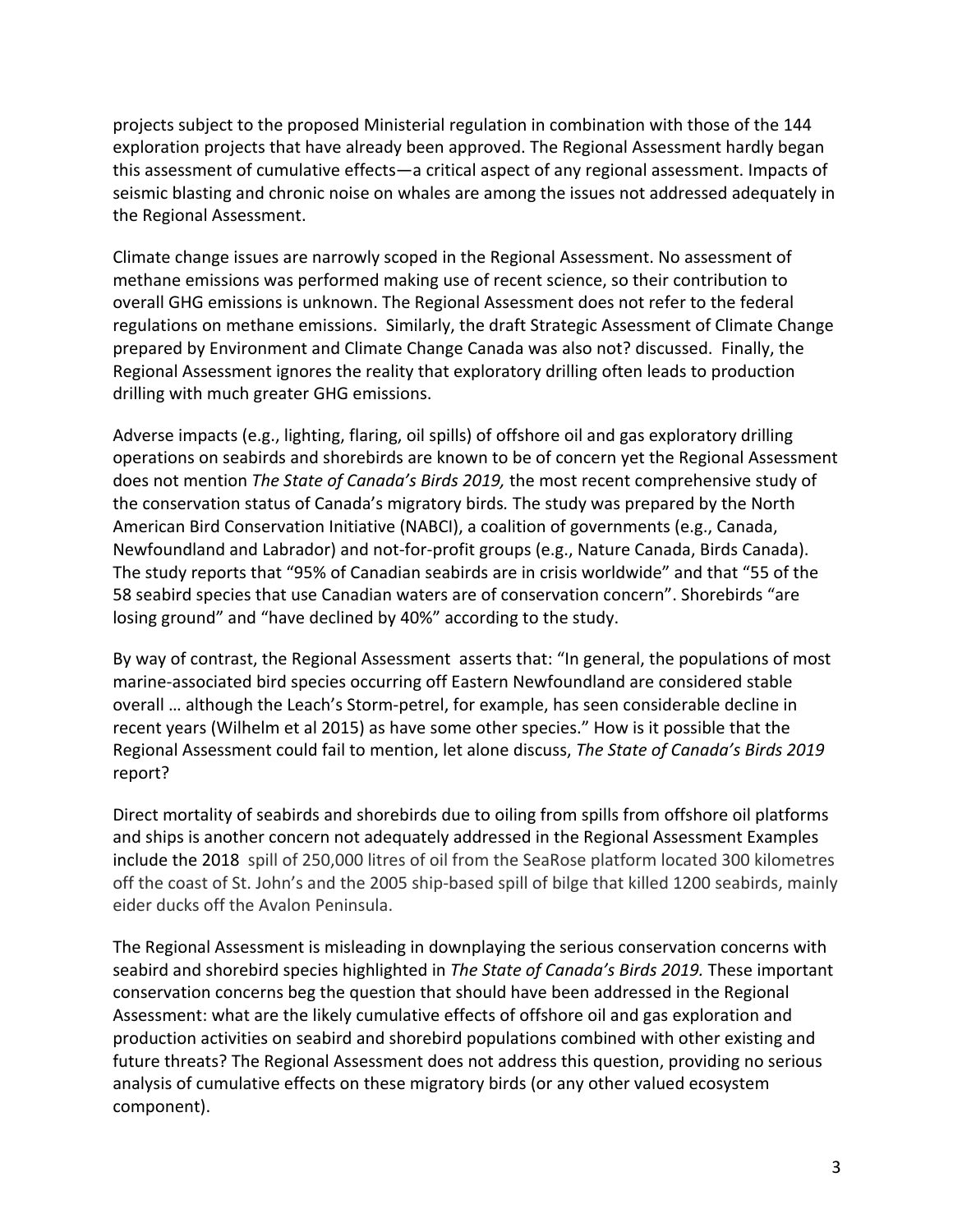projects subject to the proposed Ministerial regulation in combination with those of the 144 exploration projects that have already been approved. The Regional Assessment hardly began this assessment of cumulative effects—a critical aspect of any regional assessment. Impacts of seismic blasting and chronic noise on whales are among the issues not addressed adequately in the Regional Assessment.

Climate change issues are narrowly scoped in the Regional Assessment. No assessment of methane emissions was performed making use of recent science, so their contribution to overall GHG emissions is unknown. The Regional Assessment does not refer to the federal regulations on methane emissions. Similarly, the draft Strategic Assessment of Climate Change prepared by Environment and Climate Change Canada was also not? discussed. Finally, the Regional Assessment ignores the reality that exploratory drilling often leads to production drilling with much greater GHG emissions.

Adverse impacts (e.g., lighting, flaring, oil spills) of offshore oil and gas exploratory drilling operations on seabirds and shorebirds are known to be of concern yet the Regional Assessment does not mention *The State of Canada's Birds 2019,* the most recent comprehensive study of the conservation status of Canada's migratory birds*.* The study was prepared by the North American Bird Conservation Initiative (NABCI), a coalition of governments (e.g., Canada, Newfoundland and Labrador) and not-for-profit groups (e.g., Nature Canada, Birds Canada). The study reports that "95% of Canadian seabirds are in crisis worldwide" and that "55 of the 58 seabird species that use Canadian waters are of conservation concern". Shorebirds "are losing ground" and "have declined by 40%" according to the study.

By way of contrast, the Regional Assessment asserts that: "In general, the populations of most marine-associated bird species occurring off Eastern Newfoundland are considered stable overall … although the Leach's Storm-petrel, for example, has seen considerable decline in recent years (Wilhelm et al 2015) as have some other species." How is it possible that the Regional Assessment could fail to mention, let alone discuss, *The State of Canada's Birds 2019* report?

Direct mortality of seabirds and shorebirds due to oiling from spills from offshore oil platforms and ships is another concern not adequately addressed in the Regional Assessment Examples include the 2018 spill of 250,000 litres of oil from the SeaRose platform located 300 kilometres off the coast of St. John's and the 2005 ship-based spill of bilge that killed 1200 seabirds, mainly eider ducks off the Avalon Peninsula.

The Regional Assessment is misleading in downplaying the serious conservation concerns with seabird and shorebird species highlighted in *The State of Canada's Birds 2019.* These important conservation concerns beg the question that should have been addressed in the Regional Assessment: what are the likely cumulative effects of offshore oil and gas exploration and production activities on seabird and shorebird populations combined with other existing and future threats? The Regional Assessment does not address this question, providing no serious analysis of cumulative effects on these migratory birds (or any other valued ecosystem component).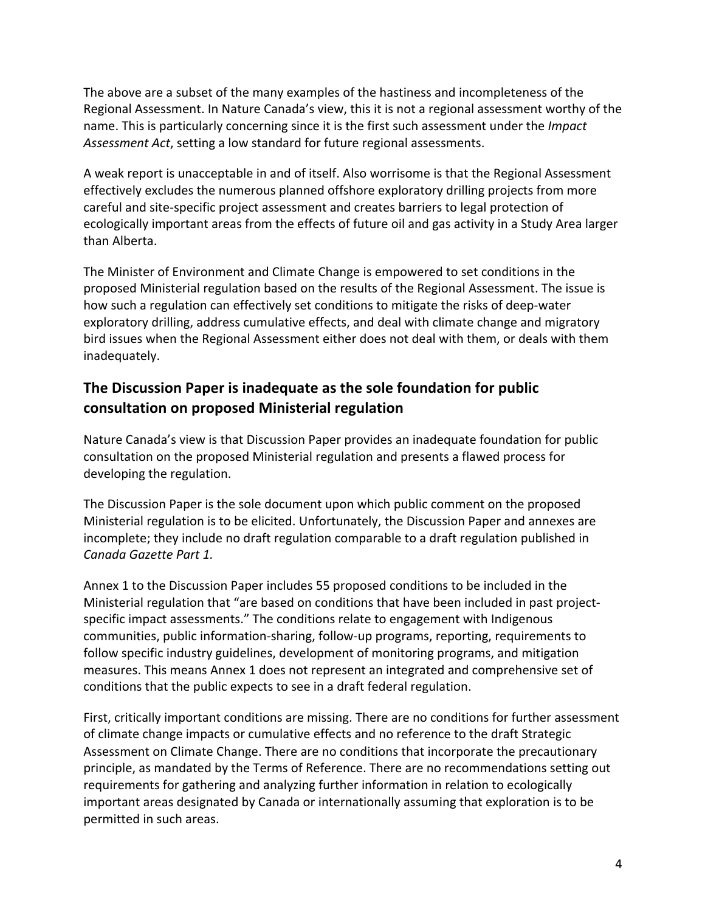The above are a subset of the many examples of the hastiness and incompleteness of the Regional Assessment. In Nature Canada's view, this it is not a regional assessment worthy of the name. This is particularly concerning since it is the first such assessment under the *Impact Assessment Act*, setting a low standard for future regional assessments.

A weak report is unacceptable in and of itself. Also worrisome is that the Regional Assessment effectively excludes the numerous planned offshore exploratory drilling projects from more careful and site-specific project assessment and creates barriers to legal protection of ecologically important areas from the effects of future oil and gas activity in a Study Area larger than Alberta.

The Minister of Environment and Climate Change is empowered to set conditions in the proposed Ministerial regulation based on the results of the Regional Assessment. The issue is how such a regulation can effectively set conditions to mitigate the risks of deep-water exploratory drilling, address cumulative effects, and deal with climate change and migratory bird issues when the Regional Assessment either does not deal with them, or deals with them inadequately.

## The Discussion Paper is inadequate as the sole foundation for public consultation on proposed Ministerial regulation

Nature Canada's view is that Discussion Paper provides an inadequate foundation for public consultation on the proposed Ministerial regulation and presents a flawed process for developing the regulation.

The Discussion Paper is the sole document upon which public comment on the proposed Ministerial regulation is to be elicited. Unfortunately, the Discussion Paper and annexes are incomplete; they include no draft regulation comparable to a draft regulation published in *Canada Gazette Part 1.*

Annex 1 to the Discussion Paper includes 55 proposed conditions to be included in the Ministerial regulation that "are based on conditions that have been included in past project-specific impact assessments." The conditions relate to engagement with Indigenous communities, public information-sharing, follow-up programs, reporting, requirements to follow specific industry guidelines, development of monitoring programs, and mitigation measures. This means Annex 1 does not represent an integrated and comprehensive set of conditions that the public expects to see in a draft federal regulation.

First, critically important conditions are missing. There are no conditions for further assessment of climate change impacts or cumulative effects and no reference to the draft Strategic Assessment on Climate Change. There are no conditions that incorporate the precautionary principle, as mandated by the Terms of Reference. There are no recommendations setting out requirements for gathering and analyzing further information in relation to ecologically important areas designated by Canada or internationally assuming that exploration is to be permitted in such areas.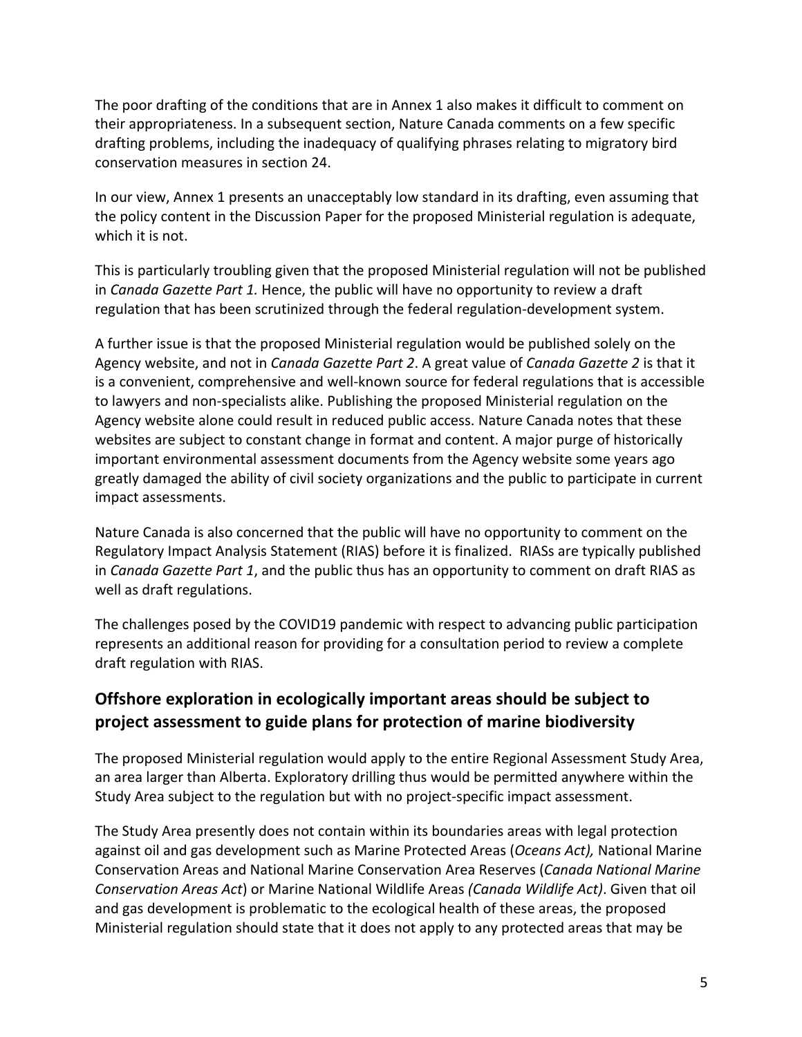The poor drafting of the conditions that are in Annex 1 also makes it difficult to comment on their appropriateness. In a subsequent section, Nature Canada comments on a few specific drafting problems, including the inadequacy of qualifying phrases relating to migratory bird conservation measures in section 24.

In our view, Annex 1 presents an unacceptably low standard in its drafting, even assuming that the policy content in the Discussion Paper for the proposed Ministerial regulation is adequate, which it is not.

This is particularly troubling given that the proposed Ministerial regulation will not be published in *Canada Gazette Part 1.* Hence, the public will have no opportunity to review a draft regulation that has been scrutinized through the federal regulation-development system.

A further issue is that the proposed Ministerial regulation would be published solely on the Agency website, and not in *Canada Gazette Part 2*. A great value of *Canada Gazette 2* is that it is a convenient, comprehensive and well-known source for federal regulations that is accessible to lawyers and non-specialists alike. Publishing the proposed Ministerial regulation on the Agency website alone could result in reduced public access. Nature Canada notes that these websites are subject to constant change in format and content. A major purge of historically important environmental assessment documents from the Agency website some years ago greatly damaged the ability of civil society organizations and the public to participate in current impact assessments.

Nature Canada is also concerned that the public will have no opportunity to comment on the Regulatory Impact Analysis Statement (RIAS) before it is finalized. RIASs are typically published in *Canada Gazette Part 1*, and the public thus has an opportunity to comment on draft RIAS as well as draft regulations.

The challenges posed by the COVID19 pandemic with respect to advancing public participation represents an additional reason for providing for a consultation period to review a complete draft regulation with RIAS.

## Offshore exploration in ecologically important areas should be subject to project assessment to guide plans for protection of marine biodiversity

The proposed Ministerial regulation would apply to the entire Regional Assessment Study Area, an area larger than Alberta. Exploratory drilling thus would be permitted anywhere within the Study Area subject to the regulation but with no project-specific impact assessment.

The Study Area presently does not contain within its boundaries areas with legal protection against oil and gas development such as Marine Protected Areas (*Oceans Act),* National Marine Conservation Areas and National Marine Conservation Area Reserves (*Canada National Marine Conservation Areas Act*) or Marine National Wildlife Areas *(Canada Wildlife Act)*. Given that oil and gas development is problematic to the ecological health of these areas, the proposed Ministerial regulation should state that it does not apply to any protected areas that may be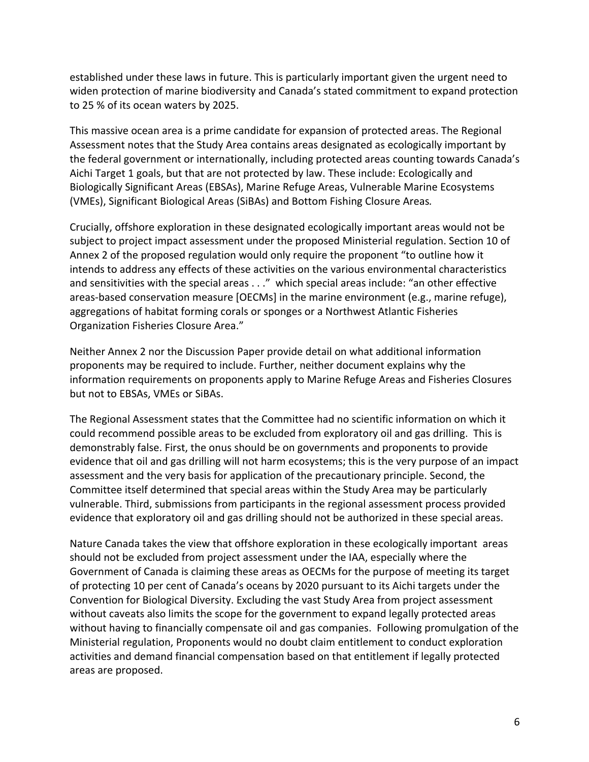established under these laws in future. This is particularly important given the urgent need to widen protection of marine biodiversity and Canada's stated commitment to expand protection to 25 % of its ocean waters by 2025.

This massive ocean area is a prime candidate for expansion of protected areas. The Regional Assessment notes that the Study Area contains areas designated as ecologically important by the federal government or internationally, including protected areas counting towards Canada's Aichi Target 1 goals, but that are not protected by law. These include: Ecologically and Biologically Significant Areas (EBSAs), Marine Refuge Areas, Vulnerable Marine Ecosystems (VMEs), Significant Biological Areas (SiBAs) and Bottom Fishing Closure Areas*.*

Crucially, offshore exploration in these designated ecologically important areas would not be subject to project impact assessment under the proposed Ministerial regulation. Section 10 of Annex 2 of the proposed regulation would only require the proponent "to outline how it intends to address any effects of these activities on the various environmental characteristics and sensitivities with the special areas . . ." which special areas include: "an other effective areas-based conservation measure [OECMs] in the marine environment (e.g., marine refuge), aggregations of habitat forming corals or sponges or a Northwest Atlantic Fisheries Organization Fisheries Closure Area."

Neither Annex 2 nor the Discussion Paper provide detail on what additional information proponents may be required to include. Further, neither document explains why the information requirements on proponents apply to Marine Refuge Areas and Fisheries Closures but not to EBSAs, VMEs or SiBAs.

The Regional Assessment states that the Committee had no scientific information on which it could recommend possible areas to be excluded from exploratory oil and gas drilling. This is demonstrably false. First, the onus should be on governments and proponents to provide evidence that oil and gas drilling will not harm ecosystems; this is the very purpose of an impact assessment and the very basis for application of the precautionary principle. Second, the Committee itself determined that special areas within the Study Area may be particularly vulnerable. Third, submissions from participants in the regional assessment process provided evidence that exploratory oil and gas drilling should not be authorized in these special areas.

Nature Canada takes the view that offshore exploration in these ecologically important areas should not be excluded from project assessment under the IAA, especially where the Government of Canada is claiming these areas as OECMs for the purpose of meeting its target of protecting 10 per cent of Canada's oceans by 2020 pursuant to its Aichi targets under the Convention for Biological Diversity. Excluding the vast Study Area from project assessment without caveats also limits the scope for the government to expand legally protected areas without having to financially compensate oil and gas companies. Following promulgation of the Ministerial regulation, Proponents would no doubt claim entitlement to conduct exploration activities and demand financial compensation based on that entitlement if legally protected areas are proposed.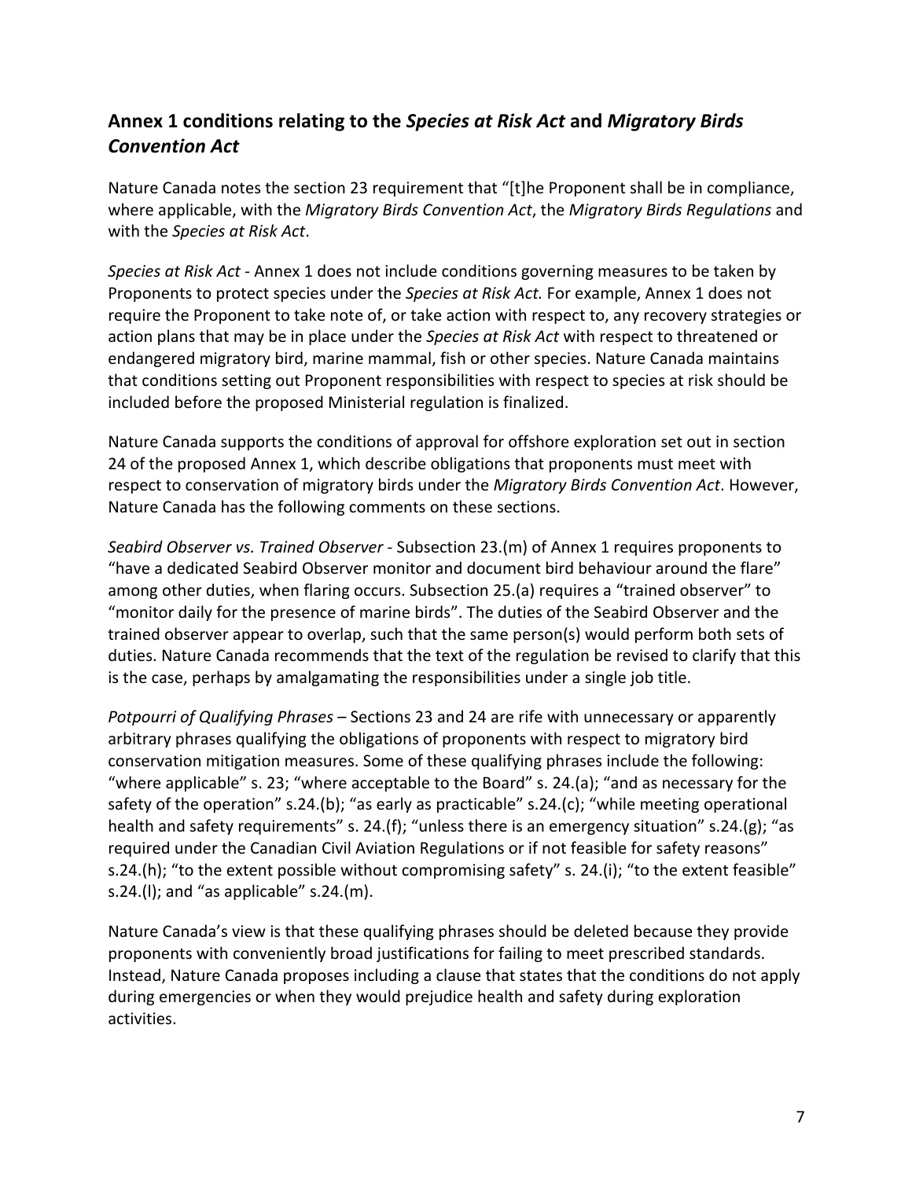## Annex 1 conditions relating to the *Species at Risk Act* and *Migratory Birds Convention Act*

Nature Canada notes the section 23 requirement that "[t]he Proponent shall be in compliance, where applicable, with the *Migratory Birds Convention Act*, the *Migratory Birds Regulations* and with the *Species at Risk Act*.

*Species at Risk Act* - Annex 1 does not include conditions governing measures to be taken by Proponents to protect species under the *Species at Risk Act.* For example, Annex 1 does not require the Proponent to take note of, or take action with respect to, any recovery strategies or action plans that may be in place under the *Species at Risk Act* with respect to threatened or endangered migratory bird, marine mammal, fish or other species. Nature Canada maintains that conditions setting out Proponent responsibilities with respect to species at risk should be included before the proposed Ministerial regulation is finalized.

Nature Canada supports the conditions of approval for offshore exploration set out in section 24 of the proposed Annex 1, which describe obligations that proponents must meet with respect to conservation of migratory birds under the *Migratory Birds Convention Act*. However, Nature Canada has the following comments on these sections.

*Seabird Observer vs. Trained Observer* - Subsection 23.(m) of Annex 1 requires proponents to "have a dedicated Seabird Observer monitor and document bird behaviour around the flare" among other duties, when flaring occurs. Subsection 25.(a) requires a "trained observer" to "monitor daily for the presence of marine birds". The duties of the Seabird Observer and the trained observer appear to overlap, such that the same person(s) would perform both sets of duties. Nature Canada recommends that the text of the regulation be revised to clarify that this is the case, perhaps by amalgamating the responsibilities under a single job title.

*Potpourri of Qualifying Phrases* – Sections 23 and 24 are rife with unnecessary or apparently arbitrary phrases qualifying the obligations of proponents with respect to migratory bird conservation mitigation measures. Some of these qualifying phrases include the following: "where applicable" s. 23; "where acceptable to the Board" s. 24.(a); "and as necessary for the safety of the operation" s.24.(b); "as early as practicable" s.24.(c); "while meeting operational health and safety requirements" s. 24.(f); "unless there is an emergency situation" s.24.(g); "as required under the Canadian Civil Aviation Regulations or if not feasible for safety reasons" s.24.(h); "to the extent possible without compromising safety" s. 24.(i); "to the extent feasible" s.24.(l); and "as applicable" s.24.(m).

Nature Canada's view is that these qualifying phrases should be deleted because they provide proponents with conveniently broad justifications for failing to meet prescribed standards. Instead, Nature Canada proposes including a clause that states that the conditions do not apply during emergencies or when they would prejudice health and safety during exploration activities.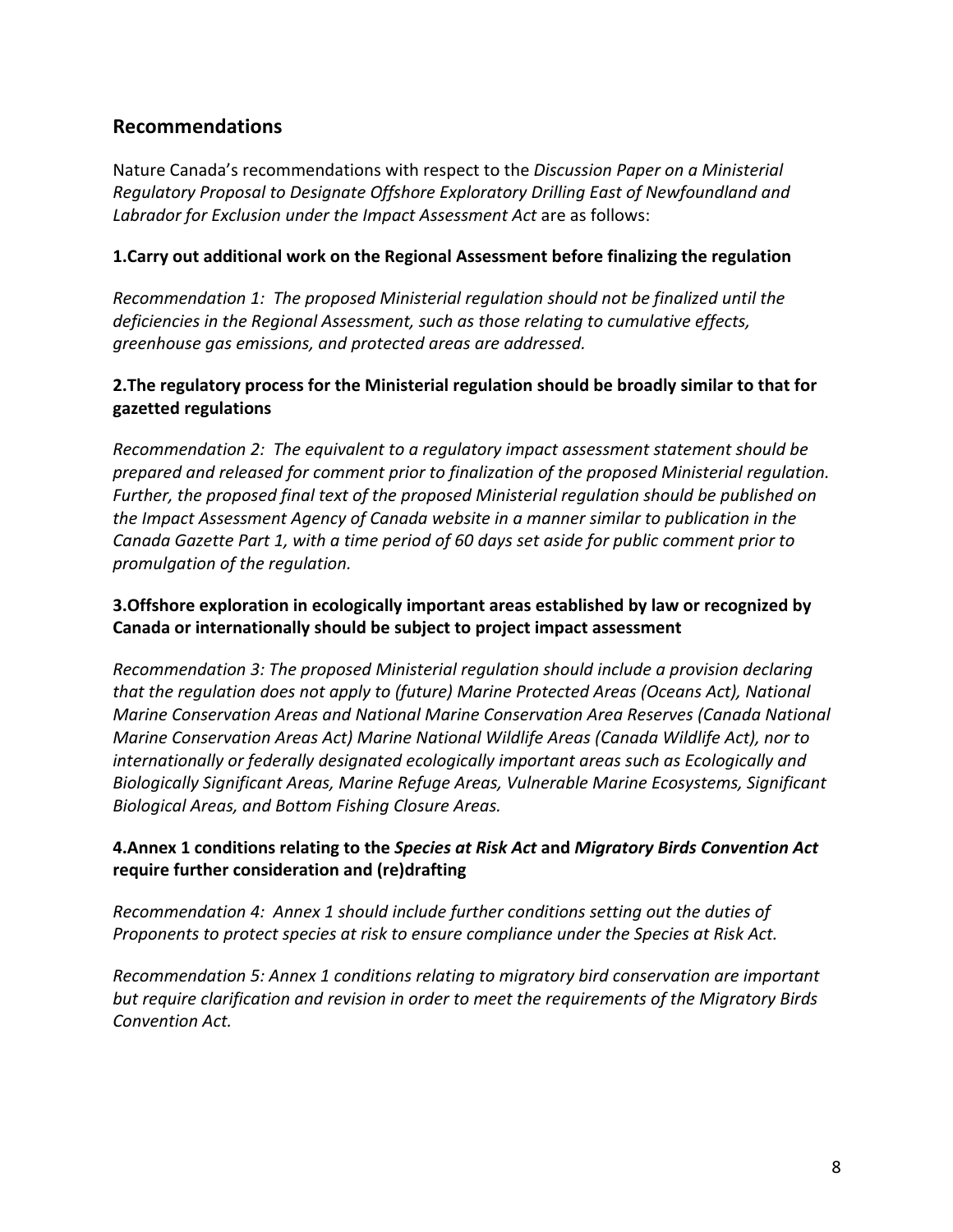## Recommendations

Nature Canada's recommendations with respect to the *Discussion Paper on a Ministerial Regulatory Proposal to Designate Offshore Exploratory Drilling East of Newfoundland and Labrador for Exclusion under the Impact Assessment Act* are as follows:

### 1.Carry out additional work on the Regional Assessment before finalizing the regulation

*Recommendation 1: The proposed Ministerial regulation should not be finalized until the deficiencies in the Regional Assessment, such as those relating to cumulative effects, greenhouse gas emissions, and protected areas are addressed.*

### 2.The regulatory process for the Ministerial regulation should be broadly similar to that for gazetted regulations

*Recommendation 2: The equivalent to a regulatory impact assessment statement should be prepared and released for comment prior to finalization of the proposed Ministerial regulation. Further, the proposed final text of the proposed Ministerial regulation should be published on the Impact Assessment Agency of Canada website in a manner similar to publication in the Canada Gazette Part 1, with a time period of 60 days set aside for public comment prior to promulgation of the regulation.*

### 3.Offshore exploration in ecologically important areas established by law or recognized by Canada or internationally should be subject to project impact assessment

*Recommendation 3: The proposed Ministerial regulation should include a provision declaring that the regulation does not apply to (future) Marine Protected Areas (Oceans Act), National Marine Conservation Areas and National Marine Conservation Area Reserves (Canada National Marine Conservation Areas Act) Marine National Wildlife Areas (Canada Wildlife Act), nor to internationally or federally designated ecologically important areas such as Ecologically and Biologically Significant Areas, Marine Refuge Areas, Vulnerable Marine Ecosystems, Significant Biological Areas, and Bottom Fishing Closure Areas.*

### 4.Annex 1 conditions relating to the *Species at Risk Act* and *Migratory Birds Convention Act* require further consideration and (re)drafting

*Recommendation 4: Annex 1 should include further conditions setting out the duties of Proponents to protect species at risk to ensure compliance under the Species at Risk Act.*

*Recommendation 5: Annex 1 conditions relating to migratory bird conservation are important but require clarification and revision in order to meet the requirements of the Migratory Birds Convention Act.*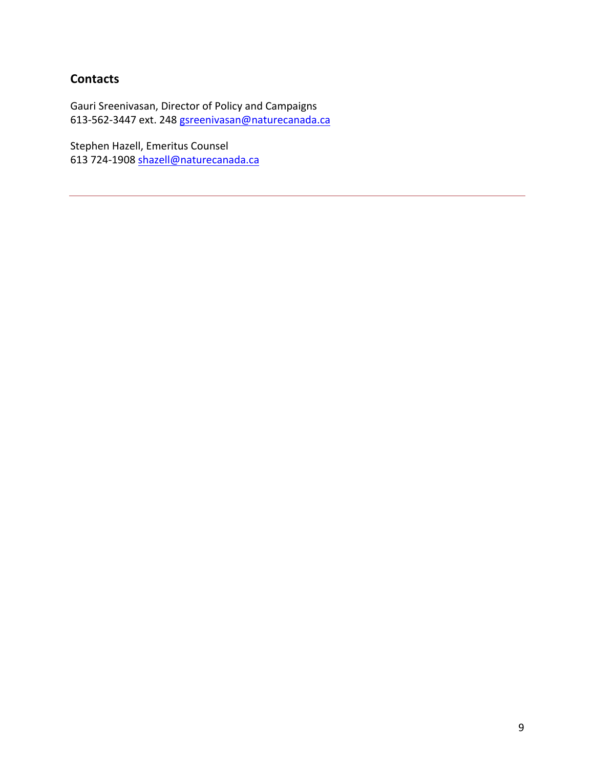## Contacts

Gauri Sreenivasan, Director of Policy and Campaigns
613-562-3447 ext. 248 gsreenivasan@naturecanada.ca

Stephen Hazell, Emeritus Counsel
613 724-1908 shazell@naturecanada.ca

---